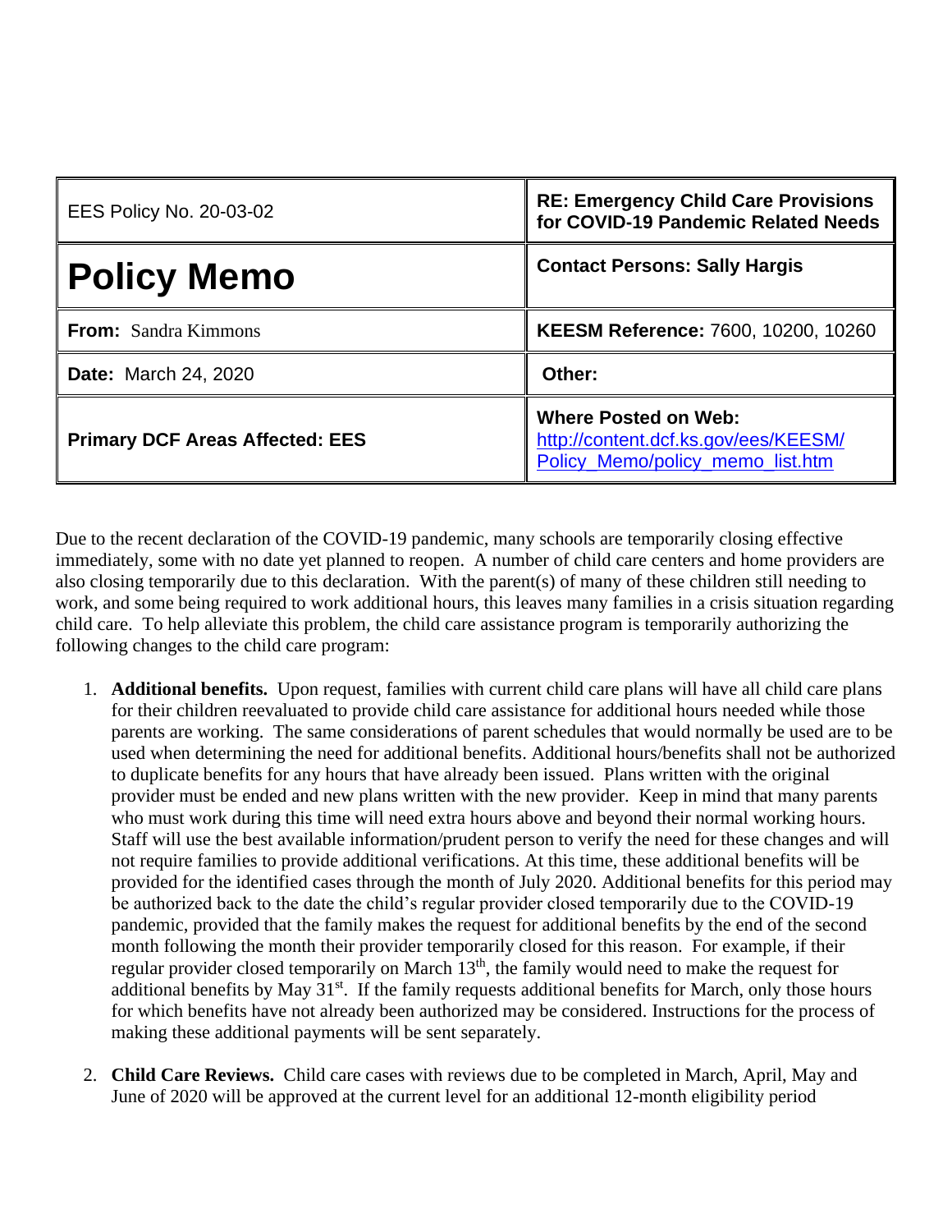| EES Policy No. 20-03-02 | **RE: Emergency Child Care Provisions for COVID-19 Pandemic Related Needs** |
|---|---|
| **Policy Memo** | **Contact Persons: Sally Hargis** |
| **From:** Sandra Kimmons | **KEESM Reference:** 7600, 10200, 10260 |
| **Date:** March 24, 2020 | **Other:** |
| **Primary DCF Areas Affected: EES** | **Where Posted on Web:** http://content.dcf.ks.gov/ees/KEESM/Policy_Memo/policy_memo_list.htm |

Due to the recent declaration of the COVID-19 pandemic, many schools are temporarily closing effective immediately, some with no date yet planned to reopen. A number of child care centers and home providers are also closing temporarily due to this declaration. With the parent(s) of many of these children still needing to work, and some being required to work additional hours, this leaves many families in a crisis situation regarding child care. To help alleviate this problem, the child care assistance program is temporarily authorizing the following changes to the child care program:

1. **Additional benefits.** Upon request, families with current child care plans will have all child care plans for their children reevaluated to provide child care assistance for additional hours needed while those parents are working. The same considerations of parent schedules that would normally be used are to be used when determining the need for additional benefits. Additional hours/benefits shall not be authorized to duplicate benefits for any hours that have already been issued. Plans written with the original provider must be ended and new plans written with the new provider. Keep in mind that many parents who must work during this time will need extra hours above and beyond their normal working hours. Staff will use the best available information/prudent person to verify the need for these changes and will not require families to provide additional verifications. At this time, these additional benefits will be provided for the identified cases through the month of July 2020. Additional benefits for this period may be authorized back to the date the child's regular provider closed temporarily due to the COVID-19 pandemic, provided that the family makes the request for additional benefits by the end of the second month following the month their provider temporarily closed for this reason. For example, if their regular provider closed temporarily on March 13th, the family would need to make the request for additional benefits by May 31st. If the family requests additional benefits for March, only those hours for which benefits have not already been authorized may be considered. Instructions for the process of making these additional payments will be sent separately.

2. **Child Care Reviews.** Child care cases with reviews due to be completed in March, April, May and June of 2020 will be approved at the current level for an additional 12-month eligibility period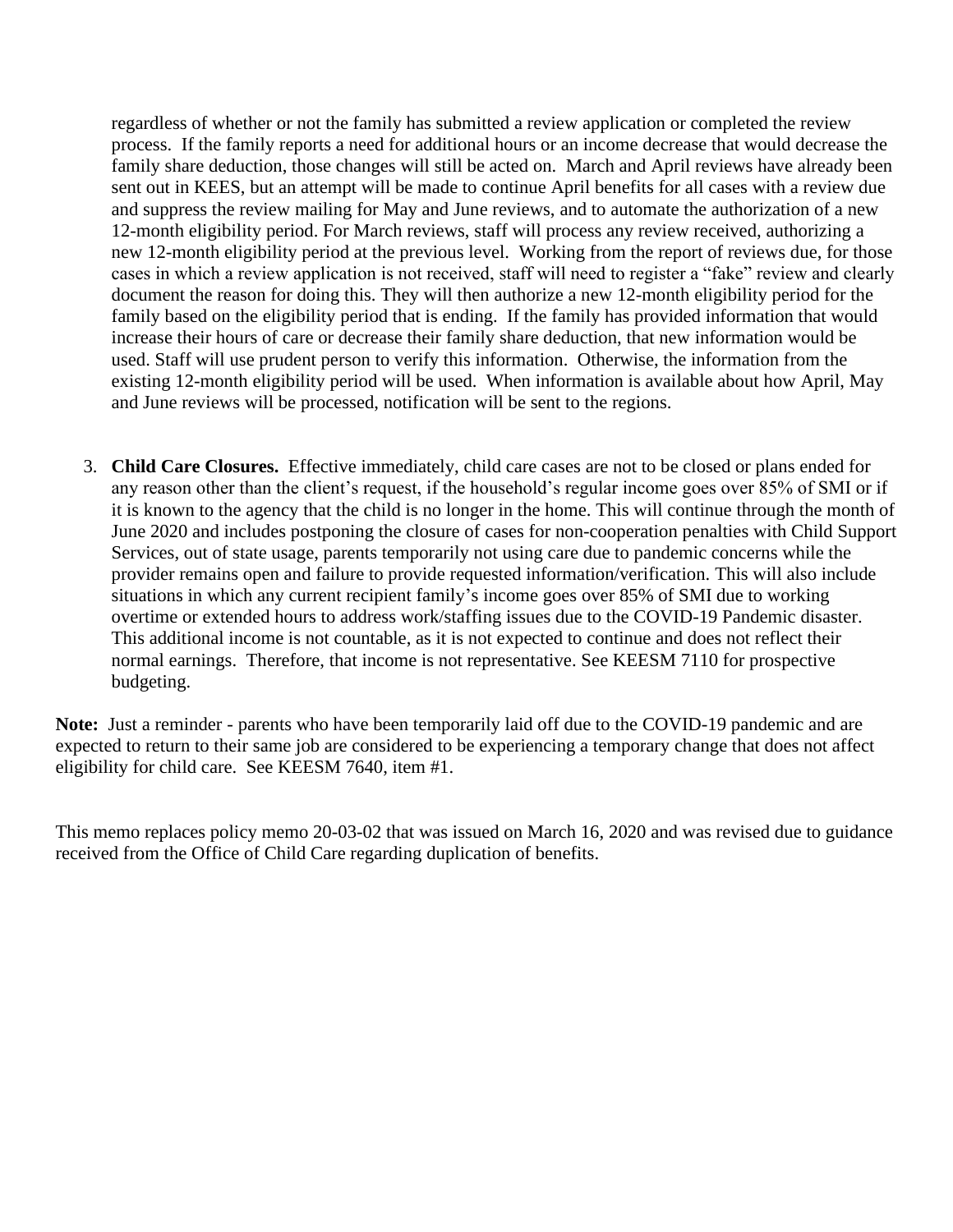regardless of whether or not the family has submitted a review application or completed the review process. If the family reports a need for additional hours or an income decrease that would decrease the family share deduction, those changes will still be acted on. March and April reviews have already been sent out in KEES, but an attempt will be made to continue April benefits for all cases with a review due and suppress the review mailing for May and June reviews, and to automate the authorization of a new 12-month eligibility period. For March reviews, staff will process any review received, authorizing a new 12-month eligibility period at the previous level. Working from the report of reviews due, for those cases in which a review application is not received, staff will need to register a "fake" review and clearly document the reason for doing this. They will then authorize a new 12-month eligibility period for the family based on the eligibility period that is ending. If the family has provided information that would increase their hours of care or decrease their family share deduction, that new information would be used. Staff will use prudent person to verify this information. Otherwise, the information from the existing 12-month eligibility period will be used. When information is available about how April, May and June reviews will be processed, notification will be sent to the regions.

3. **Child Care Closures.** Effective immediately, child care cases are not to be closed or plans ended for any reason other than the client's request, if the household's regular income goes over 85% of SMI or if it is known to the agency that the child is no longer in the home. This will continue through the month of June 2020 and includes postponing the closure of cases for non-cooperation penalties with Child Support Services, out of state usage, parents temporarily not using care due to pandemic concerns while the provider remains open and failure to provide requested information/verification. This will also include situations in which any current recipient family's income goes over 85% of SMI due to working overtime or extended hours to address work/staffing issues due to the COVID-19 Pandemic disaster. This additional income is not countable, as it is not expected to continue and does not reflect their normal earnings. Therefore, that income is not representative. See KEESM 7110 for prospective budgeting.

**Note:** Just a reminder - parents who have been temporarily laid off due to the COVID-19 pandemic and are expected to return to their same job are considered to be experiencing a temporary change that does not affect eligibility for child care. See KEESM 7640, item #1.

This memo replaces policy memo 20-03-02 that was issued on March 16, 2020 and was revised due to guidance received from the Office of Child Care regarding duplication of benefits.